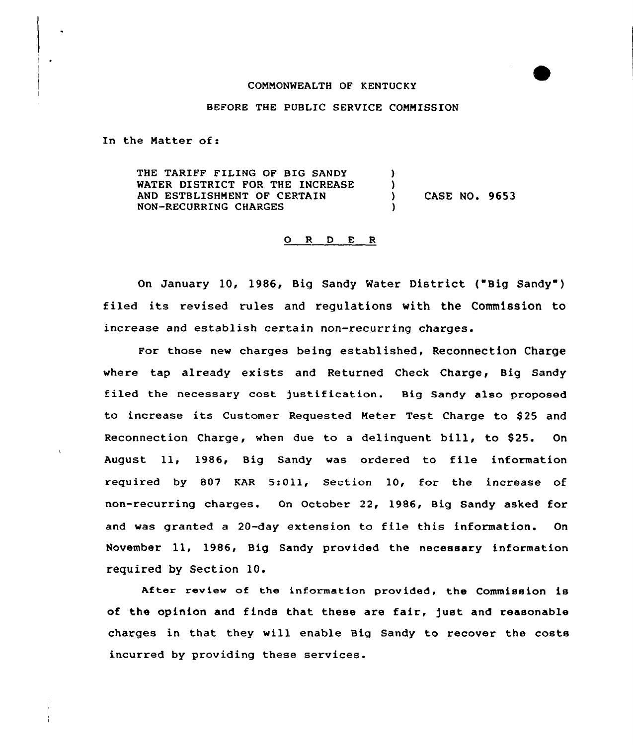COMMONWEALTH OF KENTUCKY

BEFORE THE PUBLIC SERVICE COMMISSION

In the Matter of:

THE TARIFF FILING OF BIG SANDY WATER DISTRICT FOR THE INCREASE AND ESTBLISHMENT OF CERTAIN NON-RECURRING CHARGES ) CASE NO. 9653

O R D E R

On January 10, 1986, Big Sandy Water District ("Big Sandy") filed its revised rules and regulations with the Commission to increase and establish certain non-recurring charges.

For those new charges being established, Reconnection Charge where tap already exists and Returned Check Charge, Big Sandy filed the necessary cost justification. Big Sandy also proposed to increase its Customer Requested Meter Test Charge to $25 and Reconnection Charge, when due to a delinquent bill, to $25. On August 11, 1986, Big Sandy was ordered to file information required by 807 KAR 5:011, Section 10, for the increase of non-recurring charges. On October 22, 1986, Big Sandy asked for and was granted a 20-day extension to file this information. On November 11, 1986, Big Sandy provided the necessary information required by Section 10.

After review of the information provided, the Commission is of the opinion and finds that these are fair, just and reasonable charges in that they will enable Big Sandy to recover the costs incurred by providing these services.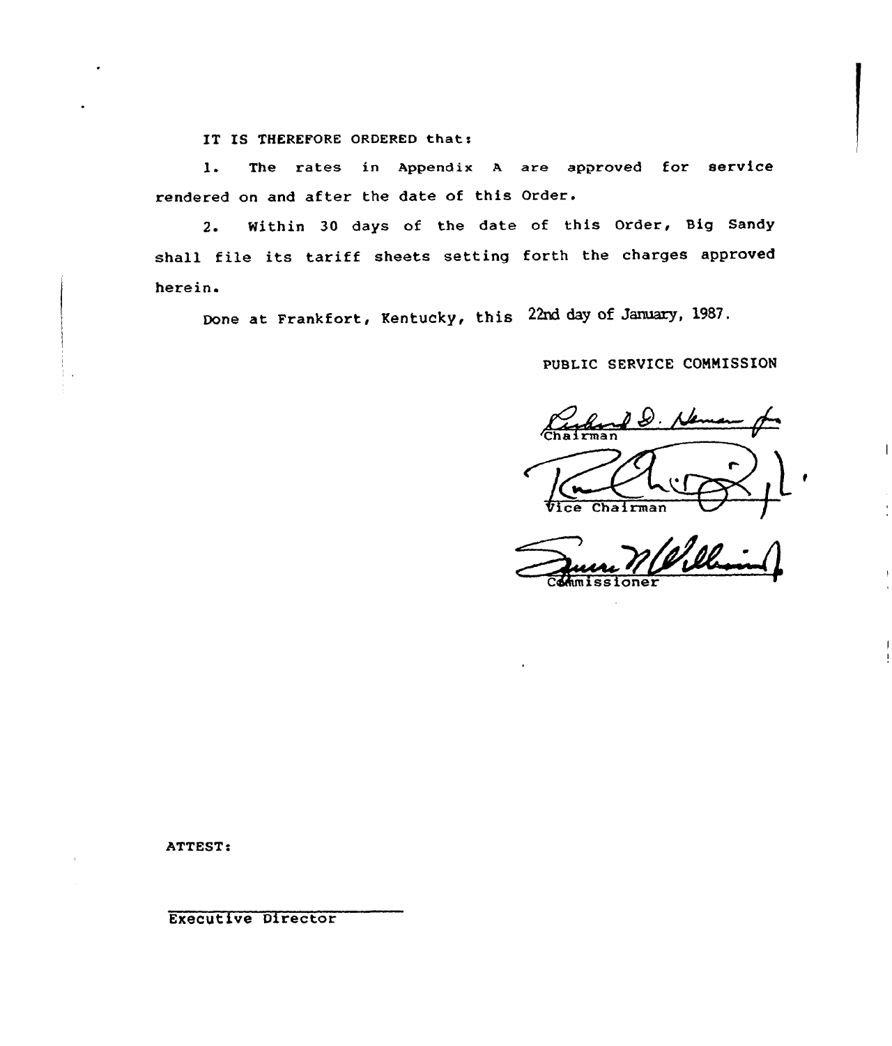IT IS THEREFORE ORDERED that:

1. The rates in Appendix A are approved for service rendered on and after the date of this Order.

2. Within 30 days of the date of this Order, Big Sandy shall file its tariff sheets setting forth the charges approved herein.

Done at Frankfort, Kentucky, this 22nd day of January, 1987.

PUBLIC SERVICE COMMISSION

Chairman

Vice Chairman

Commissioner

ATTEST:

Executive Director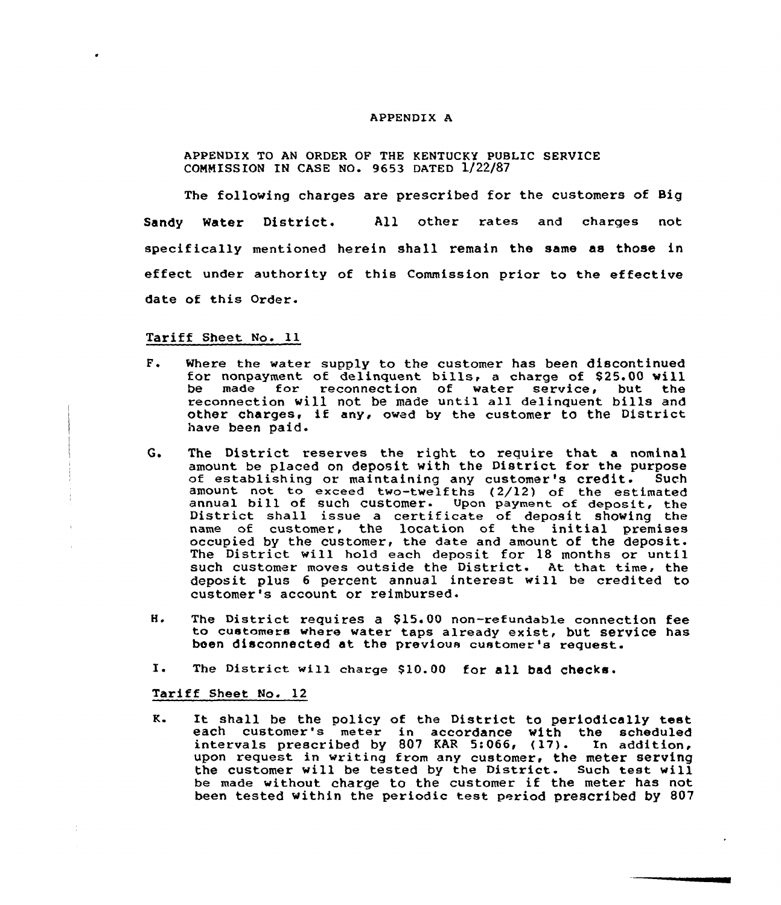# APPENDIX A

APPENDIX TO AN ORDER OF THE KENTUCKY PUBLIC SERVICE COMMISSION IN CASE NO. 9653 DATED 1/22/87

The following charges are prescribed for the customers of Big Sandy Water District. All other rates and charges not specifically mentioned herein shall remain the same as those in effect under authority of this Commission prior to the effective date of this Order.

## Tariff Sheet No. 11

F. Where the water supply to the customer has been discontinued for nonpayment of delinquent bills, a charge of $25.00 will be made for reconnection of water service, but the reconnection will not be made until all delinquent bills and other charges, if any, owed by the customer to the District have been paid.

G. The District reserves the right to require that a nominal amount be placed on deposit with the District for the purpose of establishing or maintaining any customer's credit. Such amount not to exceed two-twelfths (2/12) of the estimated annual bill of such customer. Upon payment of deposit, the District shall issue a certificate of deposit showing the name of customer, the location of the initial premises occupied by the customer, the date and amount of the deposit. The District will hold each deposit for 18 months or until such customer moves outside the District. At that time, the deposit plus 6 percent annual interest will be credited to customer's account or reimbursed.

H. The District requires a $15.00 non-refundable connection fee to customers where water taps already exist, but service has been disconnected at the previous customer's request.

I. The District will charge $10.00 for all bad checks.

## Tariff Sheet No. 12

K. It shall be the policy of the District to periodically test each customer's meter in accordance with the scheduled intervals prescribed by 807 KAR 5:066, (17). In addition, upon request in writing from any customer, the meter serving the customer will be tested by the District. Such test will be made without charge to the customer if the meter has not been tested within the periodic test period prescribed by 807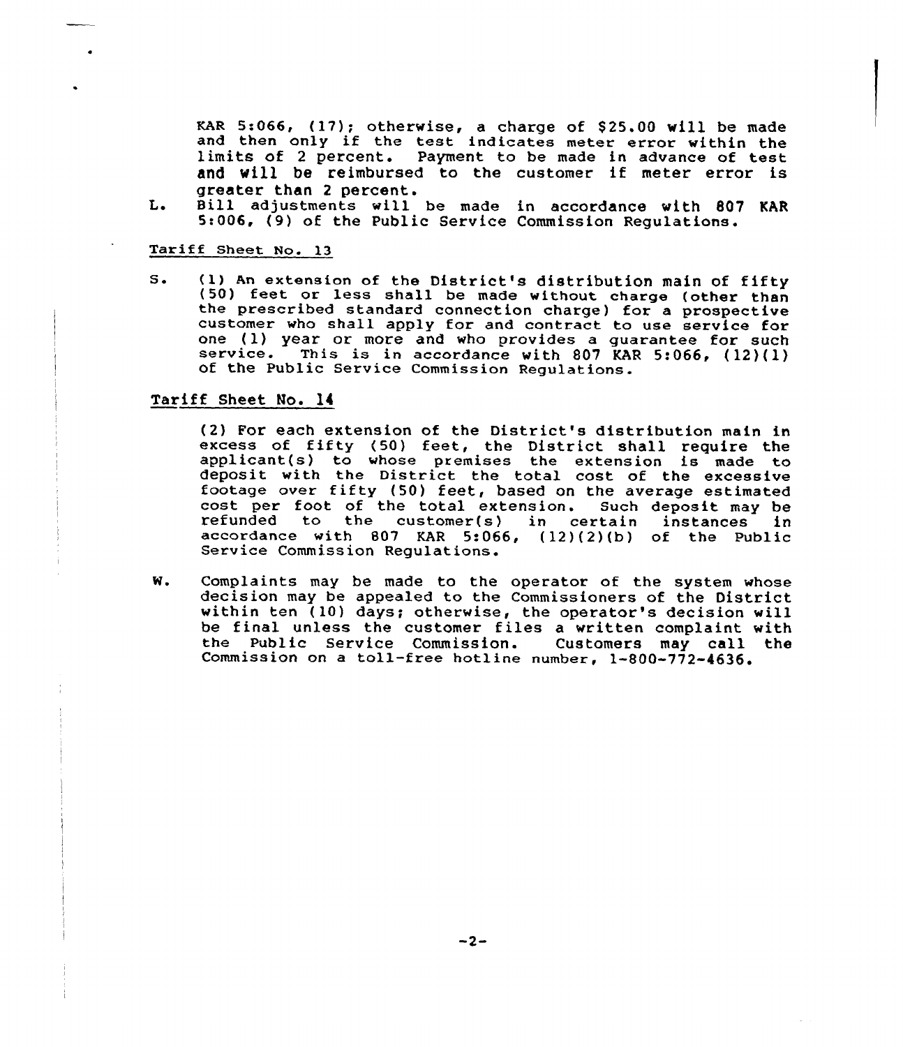KAR 5:066, (17); otherwise, a charge of $25.00 will be made and then only if the test indicates meter error within the limits of 2 percent. Payment to be made in advance of test and will be reimbursed to the customer if meter error is greater than 2 percent.

L. Bill adjustments will be made in accordance with 807 KAR 5:006, (9) of the Public Service Commission Regulations.

Tariff Sheet No. 13

S. (1) An extension of the District's distribution main of fifty (50) feet or less shall be made without charge (other than the prescribed standard connection charge) for a prospective customer who shall apply for and contract to use service for one (1) year or more and who provides a guarantee for such service. This is in accordance with 807 KAR 5:066, (12)(1) of the Public Service Commission Regulations.

Tariff Sheet No. 14

(2) For each extension of the District's distribution main in excess of fifty (50) feet, the District shall require the applicant(s) to whose premises the extension is made to deposit with the District the total cost of the excessive footage over fifty (50) feet, based on the average estimated cost per foot of the total extension. Such deposit may be refunded to the customer(s) in certain instances in accordance with 807 KAR 5:066, (12)(2)(b) of the Public Service Commission Regulations.

W. Complaints may be made to the operator of the system whose decision may be appealed to the Commissioners of the District within ten (10) days; otherwise, the operator's decision will be final unless the customer files a written complaint with the Public Service Commission. Customers may call the Commission on a toll-free hotline number, 1-800-772-4636.